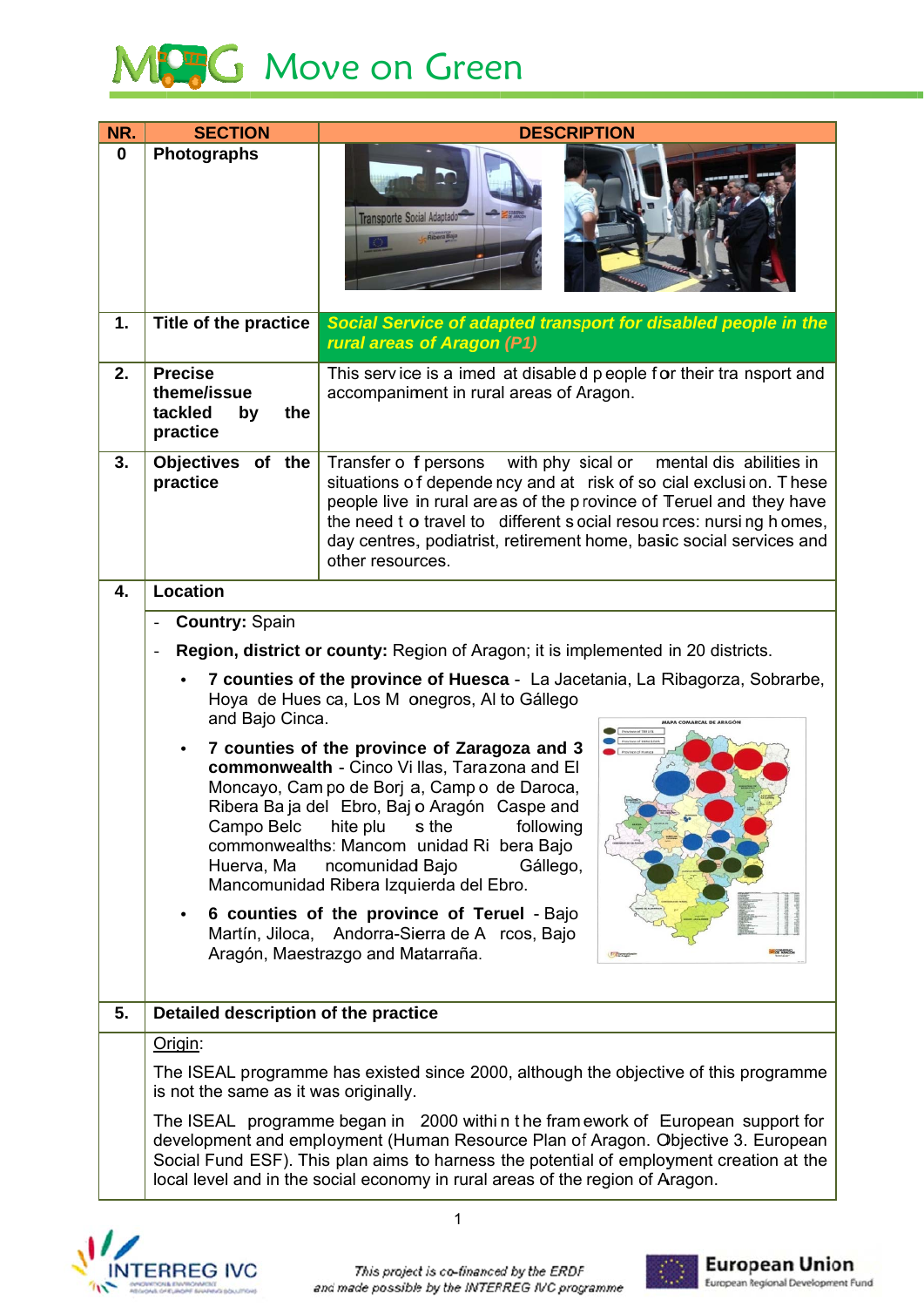# Move on Green

| NR. | SECTION | DESCRIPTION |
|---|---|---|
| 0 | Photographs | |
| 1. | Title of the practice | ***Social Service of adapted transport for disabled people in the rural areas of Aragon (P1)*** |
| 2. | Precise theme/issue tackled by the practice | This service is aimed at disabled people for their transport and accompaniment in rural areas of Aragon. |
| 3. | Objectives of the practice | Transfer of persons with physical or mental disabilities in situations of dependency and at risk of social exclusion. These people live in rural areas of the province of Teruel and they have the need to travel to different social resources: nursing homes, day centres, podiatrist, retirement home, basic social services and other resources. |

**4. Location**

- **Country:** Spain
- **Region, district or county:** Region of Aragon; it is implemented in 20 districts.
  - **7 counties of the province of Huesca** - La Jacetania, La Ribagorza, Sobrarbe, Hoya de Huesca, Los Monegros, Alto Gállego and Bajo Cinca.
  - **7 counties of the province of Zaragoza and 3 commonwealth** - Cinco Villas, Tarazona and El Moncayo, Campo de Borja, Campo de Daroca, Ribera Baja del Ebro, Bajo Aragón Caspe and Campo Belchite plus the following commonwealths: Mancomunidad Ribera Bajo Huerva, Mancomunidad Bajo Gállego, Mancomunidad Ribera Izquierda del Ebro.
  - **6 counties of the province of Teruel** - Bajo Martín, Jiloca, Andorra-Sierra de Arcos, Bajo Aragón, Maestrazgo and Matarraña.

**5. Detailed description of the practice**

Origin:

The ISEAL programme has existed since 2000, although the objective of this programme is not the same as it was originally.

The ISEAL programme began in 2000 within the framework of European support for development and employment (Human Resource Plan of Aragon. Objective 3. European Social Fund ESF). This plan aims to harness the potential of employment creation at the local level and in the social economy in rural areas of the region of Aragon.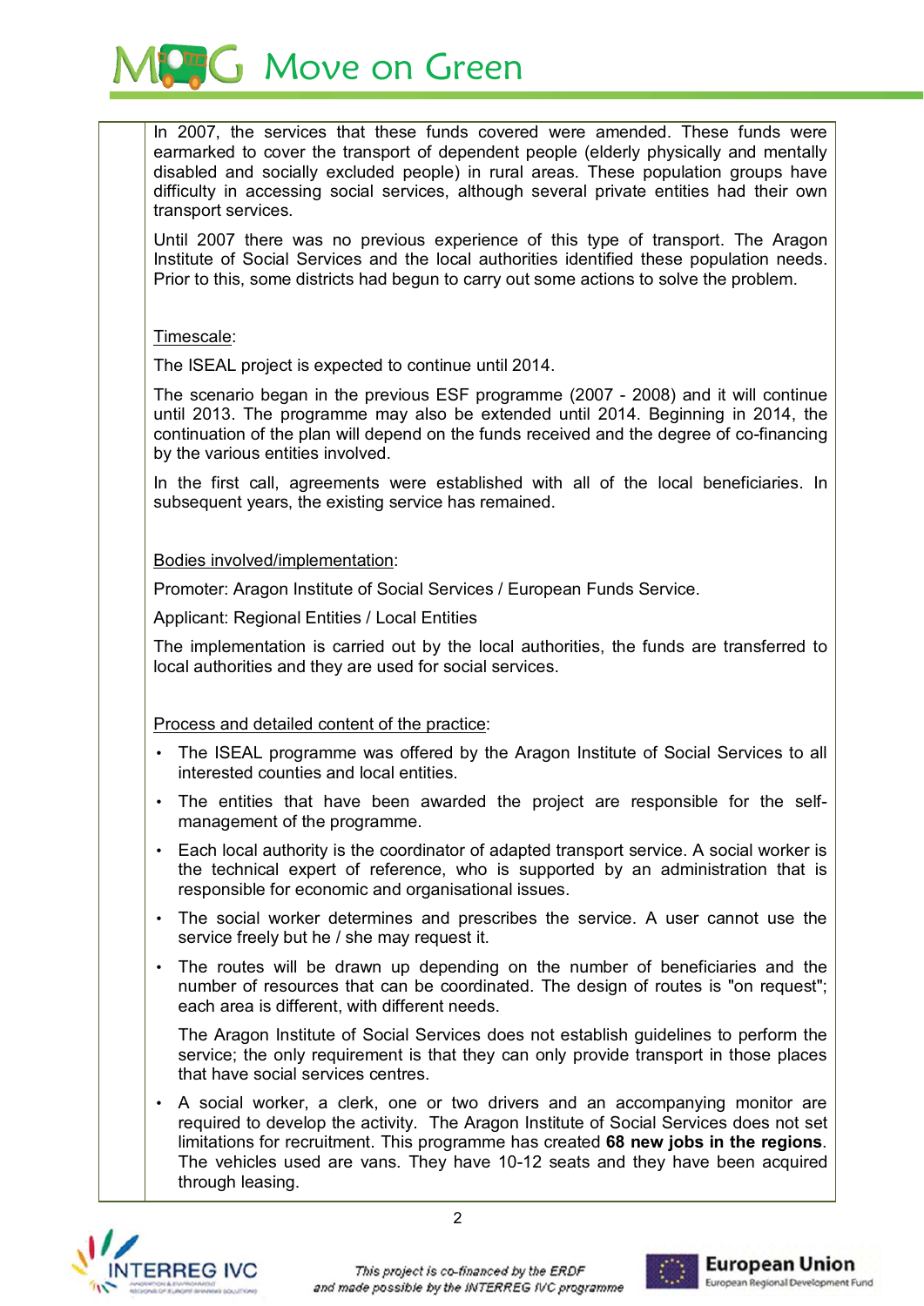In 2007, the services that these funds covered were amended. These funds were earmarked to cover the transport of dependent people (elderly physically and mentally disabled and socially excluded people) in rural areas. These population groups have difficulty in accessing social services, although several private entities had their own transport services.

Until 2007 there was no previous experience of this type of transport. The Aragon Institute of Social Services and the local authorities identified these population needs. Prior to this, some districts had begun to carry out some actions to solve the problem.

Timescale:

The ISEAL project is expected to continue until 2014.

The scenario began in the previous ESF programme (2007 - 2008) and it will continue until 2013. The programme may also be extended until 2014. Beginning in 2014, the continuation of the plan will depend on the funds received and the degree of co-financing by the various entities involved.

In the first call, agreements were established with all of the local beneficiaries. In subsequent years, the existing service has remained.

Bodies involved/implementation:

Promoter: Aragon Institute of Social Services / European Funds Service.

Applicant: Regional Entities / Local Entities

The implementation is carried out by the local authorities, the funds are transferred to local authorities and they are used for social services.

Process and detailed content of the practice:

- The ISEAL programme was offered by the Aragon Institute of Social Services to all interested counties and local entities.
- The entities that have been awarded the project are responsible for the self-management of the programme.
- Each local authority is the coordinator of adapted transport service. A social worker is the technical expert of reference, who is supported by an administration that is responsible for economic and organisational issues.
- The social worker determines and prescribes the service. A user cannot use the service freely but he / she may request it.
- The routes will be drawn up depending on the number of beneficiaries and the number of resources that can be coordinated. The design of routes is "on request"; each area is different, with different needs.

  The Aragon Institute of Social Services does not establish guidelines to perform the service; the only requirement is that they can only provide transport in those places that have social services centres.
- A social worker, a clerk, one or two drivers and an accompanying monitor are required to develop the activity. The Aragon Institute of Social Services does not set limitations for recruitment. This programme has created **68 new jobs in the regions**. The vehicles used are vans. They have 10-12 seats and they have been acquired through leasing.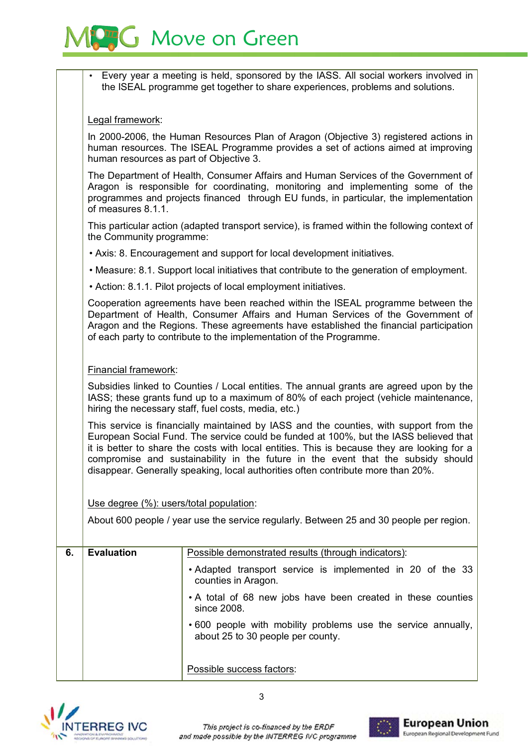| | | |
|---|---|---|
| | • Every year a meeting is held, sponsored by the IASS. All social workers involved in the ISEAL programme get together to share experiences, problems and solutions.<br><br>Legal framework:<br><br>In 2000-2006, the Human Resources Plan of Aragon (Objective 3) registered actions in human resources. The ISEAL Programme provides a set of actions aimed at improving human resources as part of Objective 3.<br><br>The Department of Health, Consumer Affairs and Human Services of the Government of Aragon is responsible for coordinating, monitoring and implementing some of the programmes and projects financed through EU funds, in particular, the implementation of measures 8.1.1.<br><br>This particular action (adapted transport service), is framed within the following context of the Community programme:<br><br>• Axis: 8. Encouragement and support for local development initiatives.<br><br>• Measure: 8.1. Support local initiatives that contribute to the generation of employment.<br><br>• Action: 8.1.1. Pilot projects of local employment initiatives.<br><br>Cooperation agreements have been reached within the ISEAL programme between the Department of Health, Consumer Affairs and Human Services of the Government of Aragon and the Regions. These agreements have established the financial participation of each party to contribute to the implementation of the Programme.<br><br>Financial framework:<br><br>Subsidies linked to Counties / Local entities. The annual grants are agreed upon by the IASS; these grants fund up to a maximum of 80% of each project (vehicle maintenance, hiring the necessary staff, fuel costs, media, etc.)<br><br>This service is financially maintained by IASS and the counties, with support from the European Social Fund. The service could be funded at 100%, but the IASS believed that it is better to share the costs with local entities. This is because they are looking for a compromise and sustainability in the future in the event that the subsidy should disappear. Generally speaking, local authorities often contribute more than 20%.<br><br>Use degree (%): users/total population:<br><br>About 600 people / year use the service regularly. Between 25 and 30 people per region. | |
| **6.** | **Evaluation** | Possible demonstrated results (through indicators):<br><br>• Adapted transport service is implemented in 20 of the 33 counties in Aragon.<br><br>• A total of 68 new jobs have been created in these counties since 2008.<br><br>• 600 people with mobility problems use the service annually, about 25 to 30 people per county.<br><br>Possible success factors: |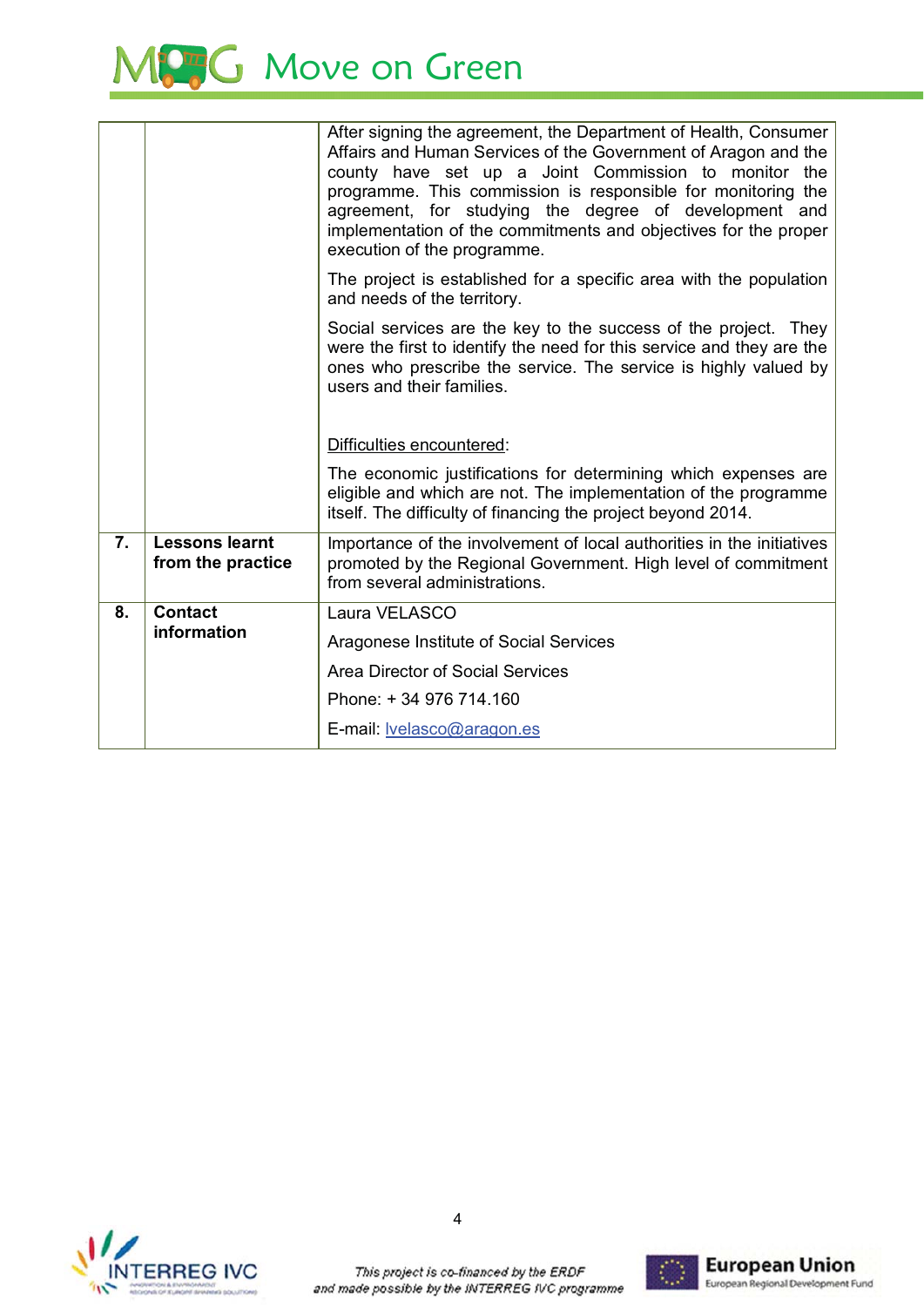| | | |
|---|---|---|
| | | After signing the agreement, the Department of Health, Consumer Affairs and Human Services of the Government of Aragon and the county have set up a Joint Commission to monitor the programme. This commission is responsible for monitoring the agreement, for studying the degree of development and implementation of the commitments and objectives for the proper execution of the programme.<br><br>The project is established for a specific area with the population and needs of the territory.<br><br>Social services are the key to the success of the project. They were the first to identify the need for this service and they are the ones who prescribe the service. The service is highly valued by users and their families.<br><br><u>Difficulties encountered</u>:<br><br>The economic justifications for determining which expenses are eligible and which are not. The implementation of the programme itself. The difficulty of financing the project beyond 2014. |
| **7.** | **Lessons learnt from the practice** | Importance of the involvement of local authorities in the initiatives promoted by the Regional Government. High level of commitment from several administrations. |
| **8.** | **Contact information** | Laura VELASCO<br><br>Aragonese Institute of Social Services<br><br>Area Director of Social Services<br><br>Phone: + 34 976 714.160<br><br>E-mail: lvelasco@aragon.es |